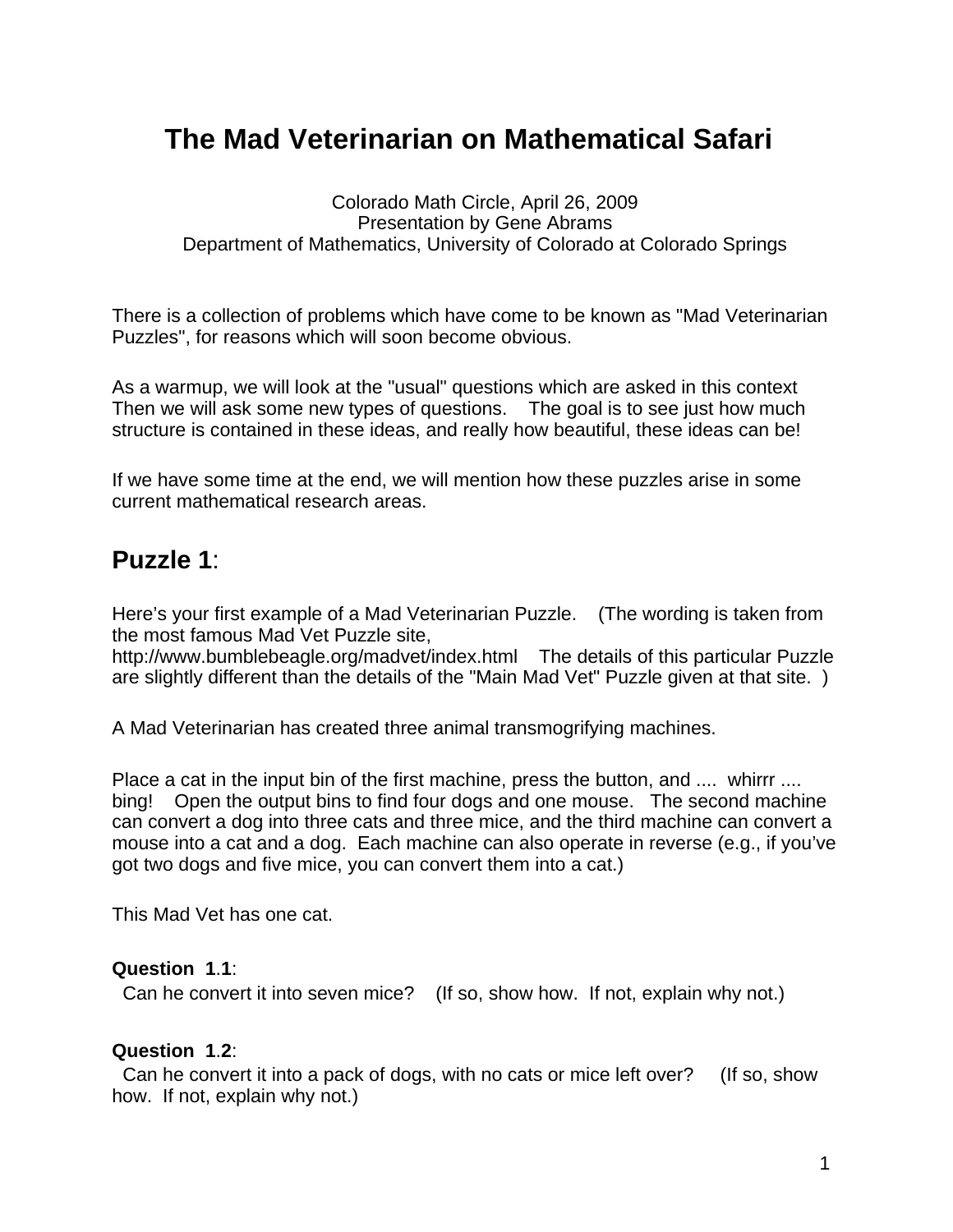# The Mad Veterinarian on Mathematical Safari

Colorado Math Circle, April 26, 2009
Presentation by Gene Abrams
Department of Mathematics, University of Colorado at Colorado Springs

There is a collection of problems which have come to be known as "Mad Veterinarian Puzzles", for reasons which will soon become obvious.

As a warmup, we will look at the "usual" questions which are asked in this context Then we will ask some new types of questions. The goal is to see just how much structure is contained in these ideas, and really how beautiful, these ideas can be!

If we have some time at the end, we will mention how these puzzles arise in some current mathematical research areas.

## Puzzle 1:

Here's your first example of a Mad Veterinarian Puzzle. (The wording is taken from the most famous Mad Vet Puzzle site, http://www.bumblebeagle.org/madvet/index.html The details of this particular Puzzle are slightly different than the details of the "Main Mad Vet" Puzzle given at that site. )

A Mad Veterinarian has created three animal transmogrifying machines.

Place a cat in the input bin of the first machine, press the button, and .... whirrr .... bing! Open the output bins to find four dogs and one mouse. The second machine can convert a dog into three cats and three mice, and the third machine can convert a mouse into a cat and a dog. Each machine can also operate in reverse (e.g., if you've got two dogs and five mice, you can convert them into a cat.)

This Mad Vet has one cat.

**Question 1.1**:
Can he convert it into seven mice? (If so, show how. If not, explain why not.)

**Question 1.2**:
Can he convert it into a pack of dogs, with no cats or mice left over? (If so, show how. If not, explain why not.)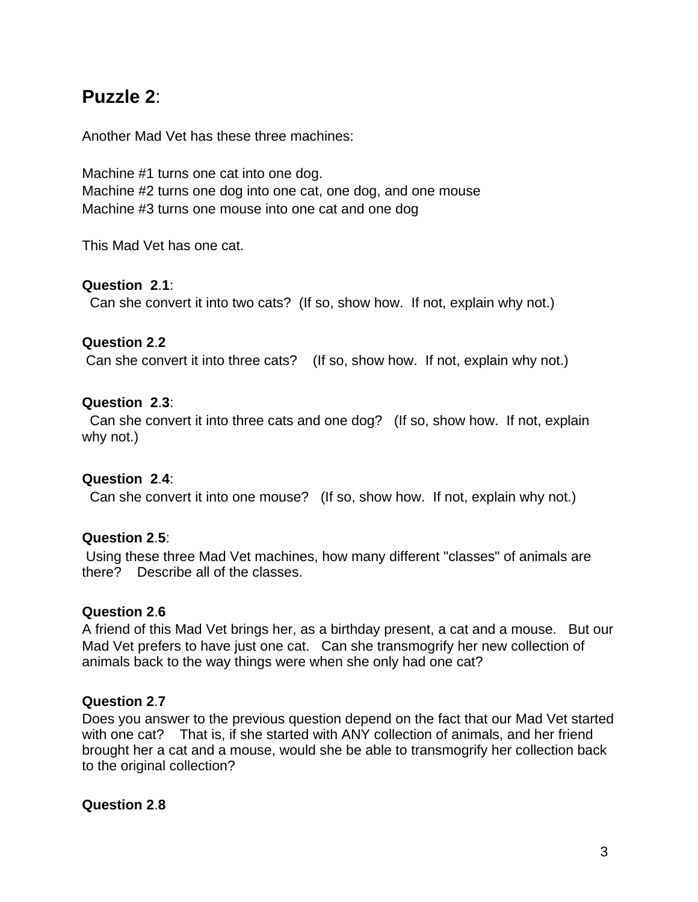## Puzzle 2:

Another Mad Vet has these three machines:

Machine #1 turns one cat into one dog.
Machine #2 turns one dog into one cat, one dog, and one mouse
Machine #3 turns one mouse into one cat and one dog

This Mad Vet has one cat.

**Question 2.1**:
Can she convert it into two cats? (If so, show how. If not, explain why not.)

**Question 2.2**
Can she convert it into three cats? (If so, show how. If not, explain why not.)

**Question 2.3**:
Can she convert it into three cats and one dog? (If so, show how. If not, explain why not.)

**Question 2.4**:
Can she convert it into one mouse? (If so, show how. If not, explain why not.)

**Question 2.5**:
Using these three Mad Vet machines, how many different "classes" of animals are there? Describe all of the classes.

**Question 2.6**
A friend of this Mad Vet brings her, as a birthday present, a cat and a mouse. But our Mad Vet prefers to have just one cat. Can she transmogrify her new collection of animals back to the way things were when she only had one cat?

**Question 2.7**
Does you answer to the previous question depend on the fact that our Mad Vet started with one cat? That is, if she started with ANY collection of animals, and her friend brought her a cat and a mouse, would she be able to transmogrify her collection back to the original collection?

**Question 2.8**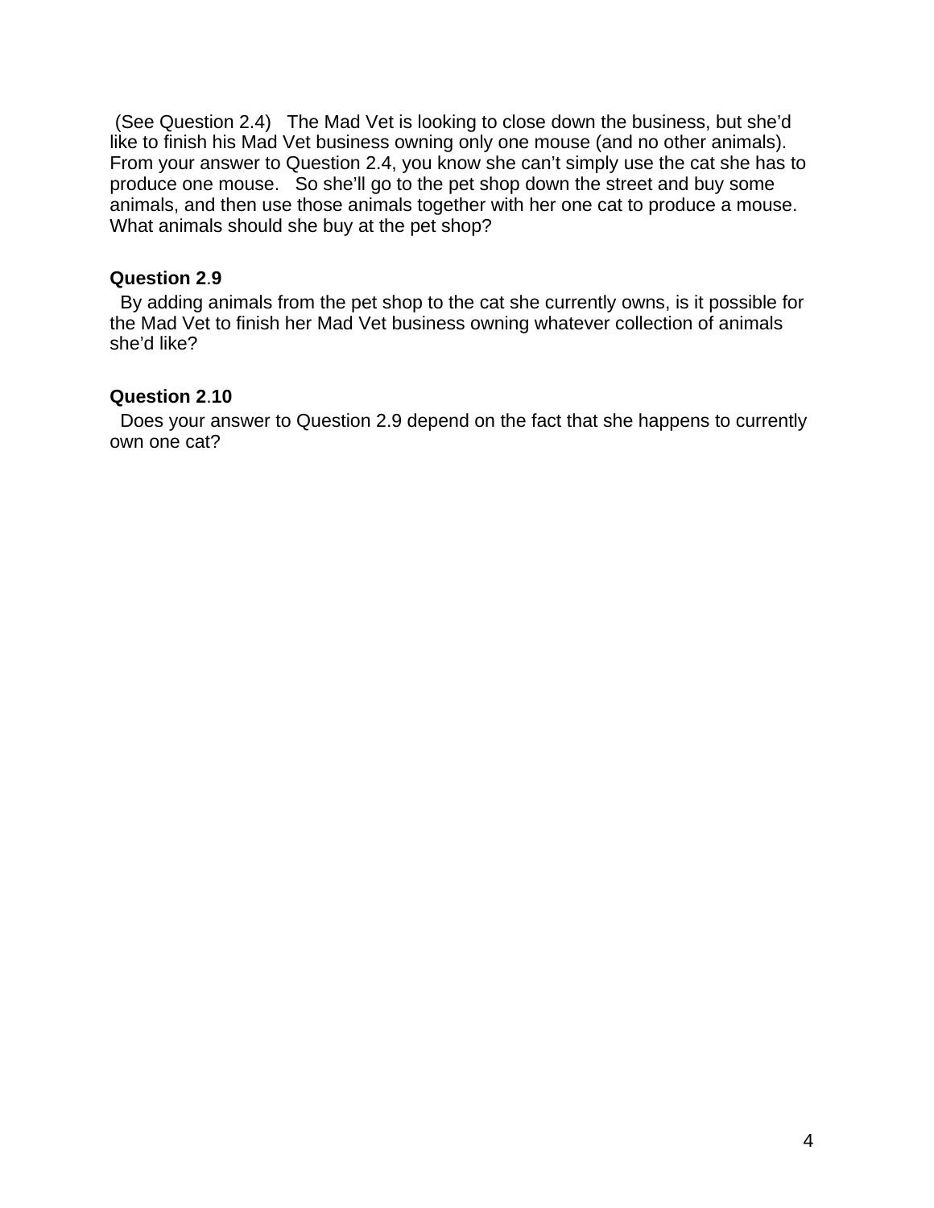(See Question 2.4) The Mad Vet is looking to close down the business, but she'd like to finish his Mad Vet business owning only one mouse (and no other animals). From your answer to Question 2.4, you know she can't simply use the cat she has to produce one mouse. So she'll go to the pet shop down the street and buy some animals, and then use those animals together with her one cat to produce a mouse. What animals should she buy at the pet shop?

**Question 2.9**

By adding animals from the pet shop to the cat she currently owns, is it possible for the Mad Vet to finish her Mad Vet business owning whatever collection of animals she'd like?

**Question 2.10**

Does your answer to Question 2.9 depend on the fact that she happens to currently own one cat?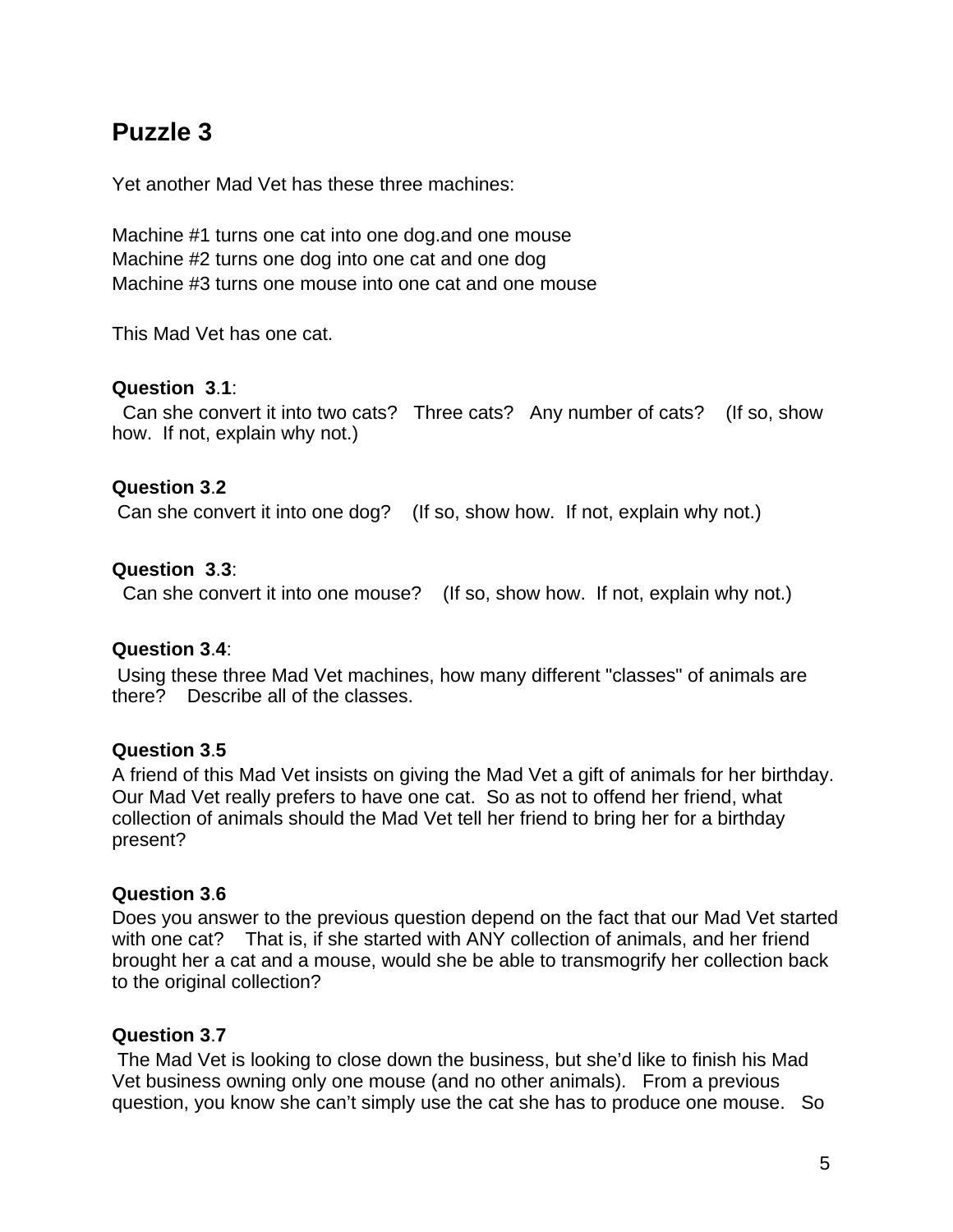## Puzzle 3

Yet another Mad Vet has these three machines:

Machine #1 turns one cat into one dog.and one mouse
Machine #2 turns one dog into one cat and one dog
Machine #3 turns one mouse into one cat and one mouse

This Mad Vet has one cat.

**Question 3.1**:
Can she convert it into two cats? Three cats? Any number of cats? (If so, show how. If not, explain why not.)

**Question 3.2**
Can she convert it into one dog? (If so, show how. If not, explain why not.)

**Question 3.3**:
Can she convert it into one mouse? (If so, show how. If not, explain why not.)

**Question 3.4**:
Using these three Mad Vet machines, how many different "classes" of animals are there? Describe all of the classes.

**Question 3.5**
A friend of this Mad Vet insists on giving the Mad Vet a gift of animals for her birthday. Our Mad Vet really prefers to have one cat. So as not to offend her friend, what collection of animals should the Mad Vet tell her friend to bring her for a birthday present?

**Question 3.6**
Does you answer to the previous question depend on the fact that our Mad Vet started with one cat? That is, if she started with ANY collection of animals, and her friend brought her a cat and a mouse, would she be able to transmogrify her collection back to the original collection?

**Question 3.7**
The Mad Vet is looking to close down the business, but she'd like to finish his Mad Vet business owning only one mouse (and no other animals). From a previous question, you know she can't simply use the cat she has to produce one mouse. So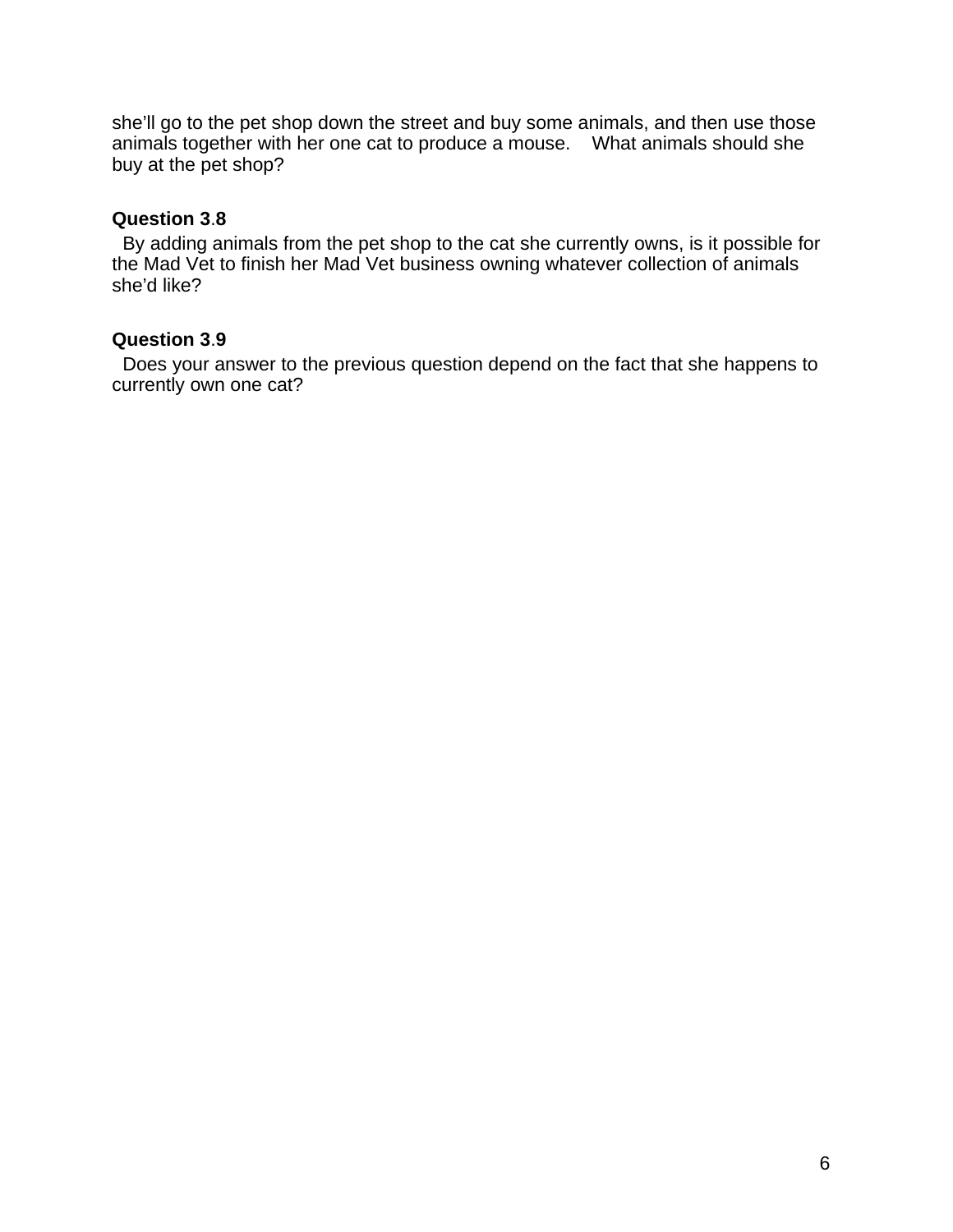she'll go to the pet shop down the street and buy some animals, and then use those animals together with her one cat to produce a mouse. What animals should she buy at the pet shop?

**Question 3.8**

By adding animals from the pet shop to the cat she currently owns, is it possible for the Mad Vet to finish her Mad Vet business owning whatever collection of animals she'd like?

**Question 3.9**

Does your answer to the previous question depend on the fact that she happens to currently own one cat?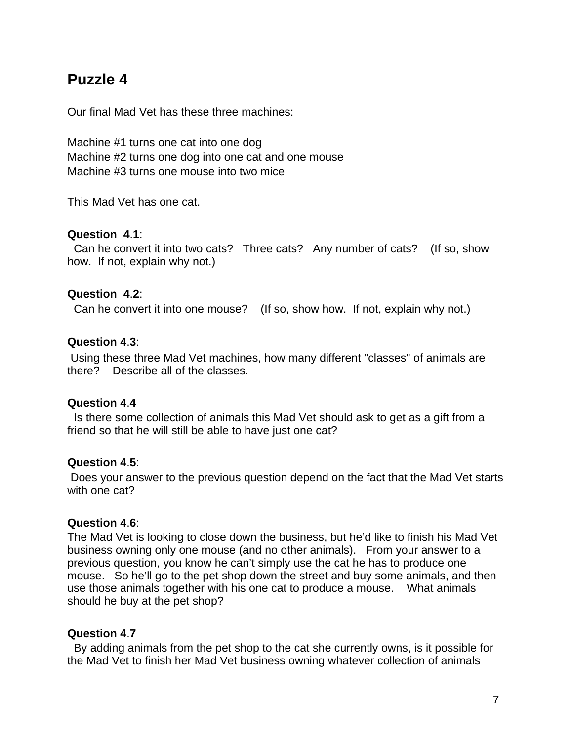## Puzzle 4

Our final Mad Vet has these three machines:

Machine #1 turns one cat into one dog
Machine #2 turns one dog into one cat and one mouse
Machine #3 turns one mouse into two mice

This Mad Vet has one cat.

**Question 4.1**:
Can he convert it into two cats? Three cats? Any number of cats? (If so, show how. If not, explain why not.)

**Question 4.2**:
Can he convert it into one mouse? (If so, show how. If not, explain why not.)

**Question 4.3**:
Using these three Mad Vet machines, how many different "classes" of animals are there? Describe all of the classes.

**Question 4.4**
Is there some collection of animals this Mad Vet should ask to get as a gift from a friend so that he will still be able to have just one cat?

**Question 4.5**:
Does your answer to the previous question depend on the fact that the Mad Vet starts with one cat?

**Question 4.6**:
The Mad Vet is looking to close down the business, but he'd like to finish his Mad Vet business owning only one mouse (and no other animals). From your answer to a previous question, you know he can't simply use the cat he has to produce one mouse. So he'll go to the pet shop down the street and buy some animals, and then use those animals together with his one cat to produce a mouse. What animals should he buy at the pet shop?

**Question 4.7**
By adding animals from the pet shop to the cat she currently owns, is it possible for the Mad Vet to finish her Mad Vet business owning whatever collection of animals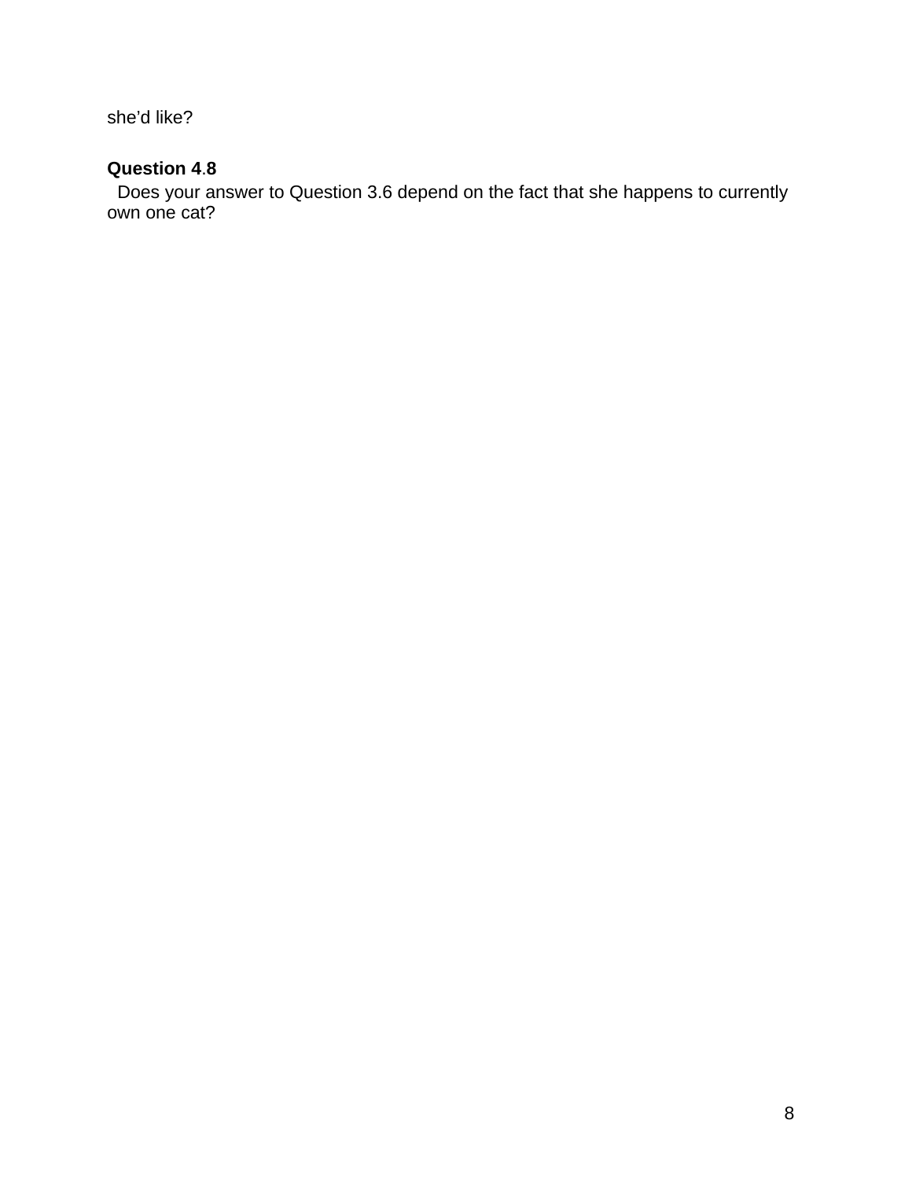she'd like?

**Question 4.8**

Does your answer to Question 3.6 depend on the fact that she happens to currently own one cat?